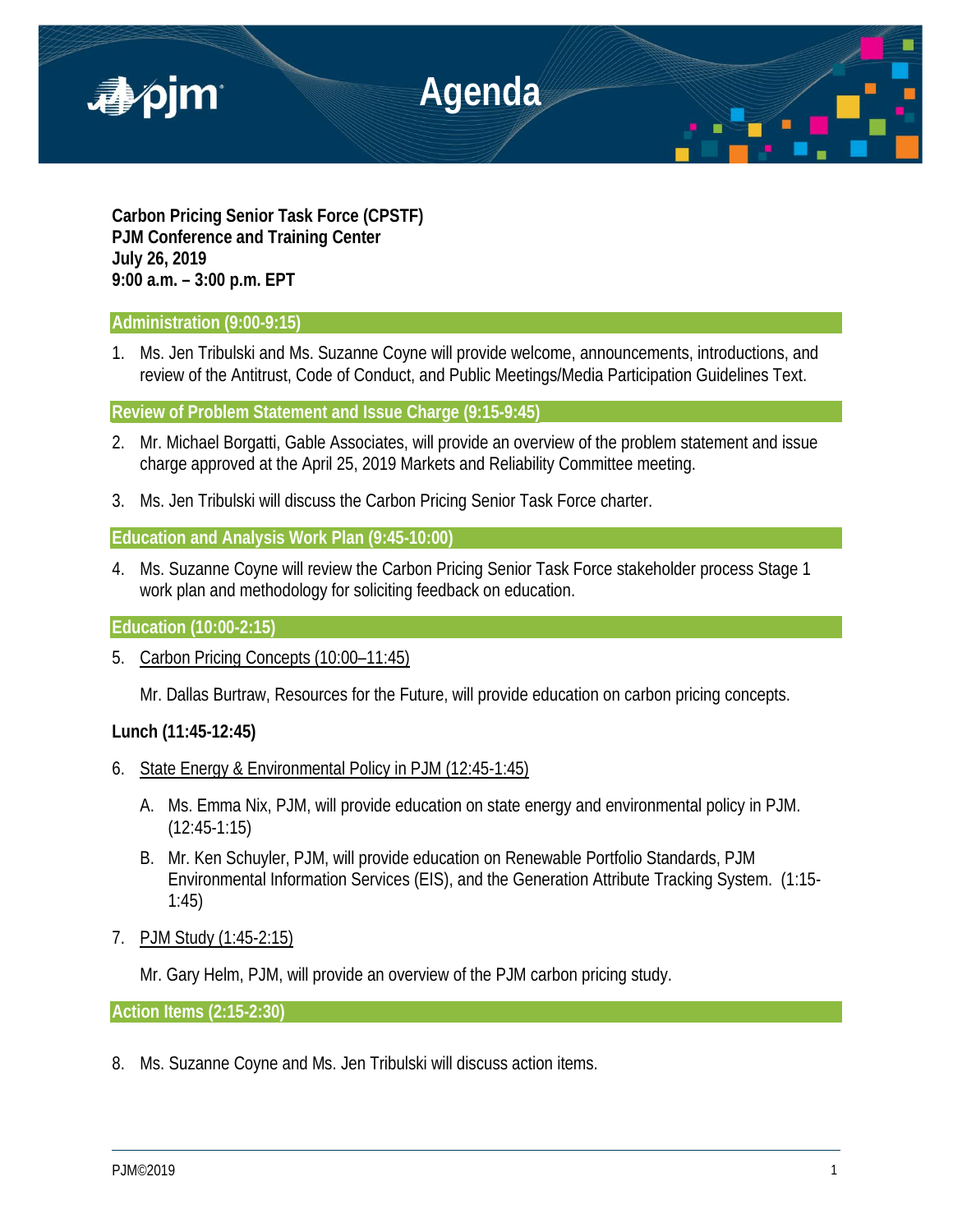# Agenda

**Carbon Pricing Senior Task Force (CPSTF)**
**PJM Conference and Training Center**
**July 26, 2019**
**9:00 a.m. – 3:00 p.m. EPT**

## Administration (9:00-9:15)

1. Ms. Jen Tribulski and Ms. Suzanne Coyne will provide welcome, announcements, introductions, and review of the Antitrust, Code of Conduct, and Public Meetings/Media Participation Guidelines Text.

## Review of Problem Statement and Issue Charge (9:15-9:45)

2. Mr. Michael Borgatti, Gable Associates, will provide an overview of the problem statement and issue charge approved at the April 25, 2019 Markets and Reliability Committee meeting.

3. Ms. Jen Tribulski will discuss the Carbon Pricing Senior Task Force charter.

## Education and Analysis Work Plan (9:45-10:00)

4. Ms. Suzanne Coyne will review the Carbon Pricing Senior Task Force stakeholder process Stage 1 work plan and methodology for soliciting feedback on education.

## Education (10:00-2:15)

5. Carbon Pricing Concepts (10:00–11:45)

   Mr. Dallas Burtraw, Resources for the Future, will provide education on carbon pricing concepts.

**Lunch (11:45-12:45)**

6. State Energy & Environmental Policy in PJM (12:45-1:45)

   A. Ms. Emma Nix, PJM, will provide education on state energy and environmental policy in PJM. (12:45-1:15)

   B. Mr. Ken Schuyler, PJM, will provide education on Renewable Portfolio Standards, PJM Environmental Information Services (EIS), and the Generation Attribute Tracking System. (1:15-1:45)

7. PJM Study (1:45-2:15)

   Mr. Gary Helm, PJM, will provide an overview of the PJM carbon pricing study.

## Action Items (2:15-2:30)

8. Ms. Suzanne Coyne and Ms. Jen Tribulski will discuss action items.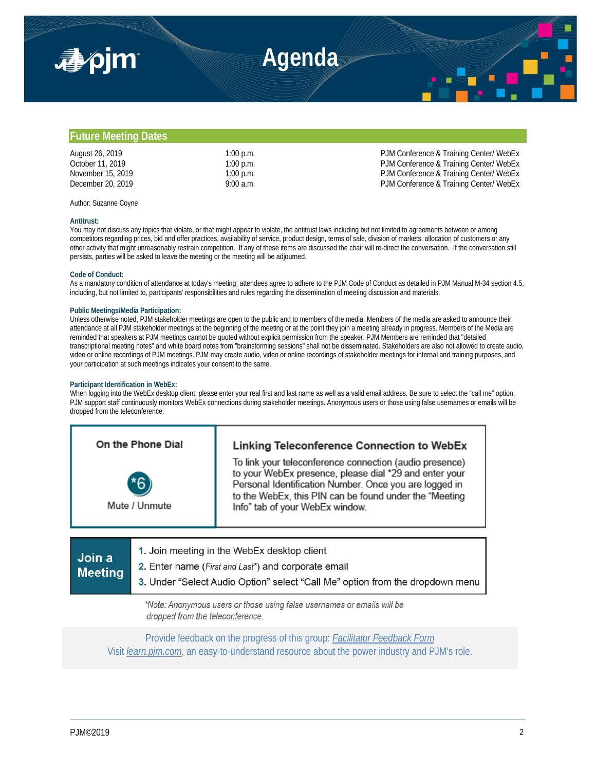## Future Meeting Dates

| | | |
|---|---|---|
| August 26, 2019 | 1:00 p.m. | PJM Conference & Training Center/ WebEx |
| October 11, 2019 | 1:00 p.m. | PJM Conference & Training Center/ WebEx |
| November 15, 2019 | 1:00 p.m. | PJM Conference & Training Center/ WebEx |
| December 20, 2019 | 9:00 a.m. | PJM Conference & Training Center/ WebEx |

Author: Suzanne Coyne

**Antitrust:**
You may not discuss any topics that violate, or that might appear to violate, the antitrust laws including but not limited to agreements between or among competitors regarding prices, bid and offer practices, availability of service, product design, terms of sale, division of markets, allocation of customers or any other activity that might unreasonably restrain competition. If any of these items are discussed the chair will re-direct the conversation. If the conversation still persists, parties will be asked to leave the meeting or the meeting will be adjourned.

**Code of Conduct:**
As a mandatory condition of attendance at today's meeting, attendees agree to adhere to the PJM Code of Conduct as detailed in PJM Manual M-34 section 4.5, including, but not limited to, participants' responsibilities and rules regarding the dissemination of meeting discussion and materials.

**Public Meetings/Media Participation:**
Unless otherwise noted, PJM stakeholder meetings are open to the public and to members of the media. Members of the media are asked to announce their attendance at all PJM stakeholder meetings at the beginning of the meeting or at the point they join a meeting already in progress. Members of the Media are reminded that speakers at PJM meetings cannot be quoted without explicit permission from the speaker. PJM Members are reminded that "detailed transcriptional meeting notes" and white board notes from "brainstorming sessions" shall not be disseminated. Stakeholders are also not allowed to create audio, video or online recordings of PJM meetings. PJM may create audio, video or online recordings of stakeholder meetings for internal and training purposes, and your participation at such meetings indicates your consent to the same.

**Participant Identification in WebEx:**
When logging into the WebEx desktop client, please enter your real first and last name as well as a valid email address. Be sure to select the "call me" option. PJM support staff continuously monitors WebEx connections during stakeholder meetings. Anonymous users or those using false usernames or emails will be dropped from the teleconference.

**On the Phone Dial**

*6

Mute / Unmute

**Linking Teleconference Connection to WebEx**

To link your teleconference connection (audio presence) to your WebEx presence, please dial *29 and enter your Personal Identification Number. Once you are logged in to the WebEx, this PIN can be found under the "Meeting Info" tab of your WebEx window.

**Join a Meeting**

1. Join meeting in the WebEx desktop client
2. Enter name (*First and Last**) and corporate email
3. Under "Select Audio Option" select "Call Me" option from the dropdown menu

**Note: Anonymous users or those using false usernames or emails will be dropped from the teleconference.*

Provide feedback on the progress of this group: *Facilitator Feedback Form*
Visit *learn.pjm.com*, an easy-to-understand resource about the power industry and PJM's role.

PJM©2019